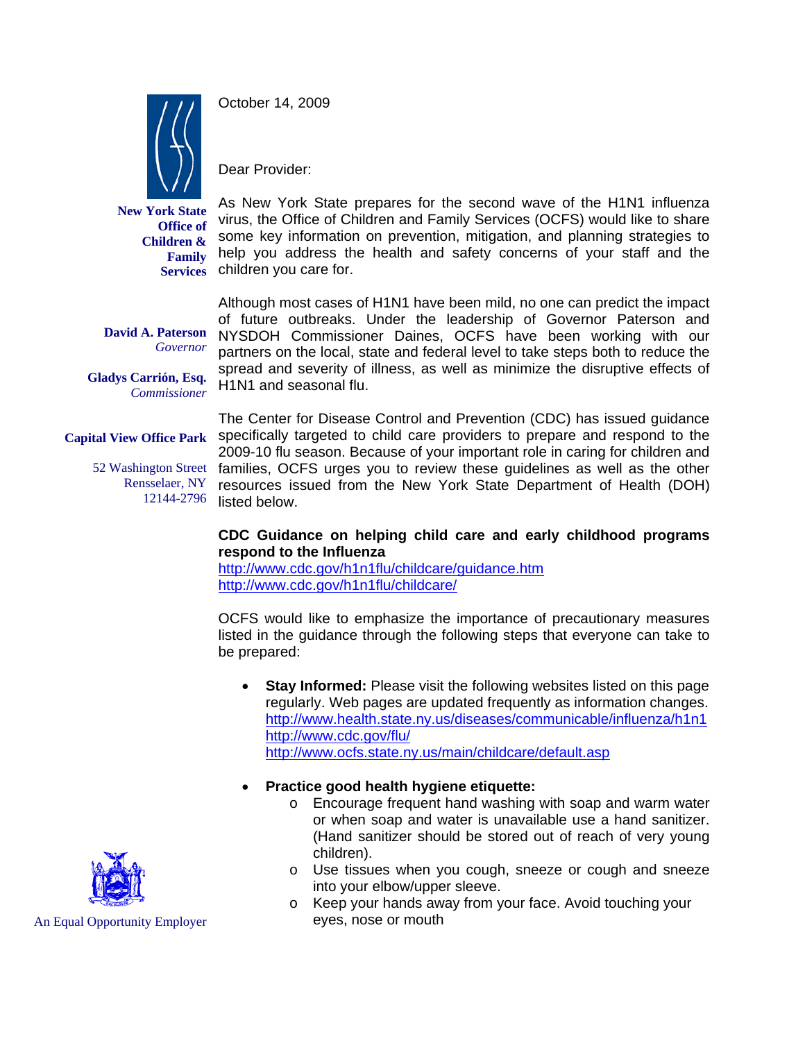**New York State Office of Children & Family Services**

**David A. Paterson**
*Governor*

**Gladys Carrión, Esq.**
*Commissioner*

**Capital View Office Park**

52 Washington Street
Rensselaer, NY
12144-2796

October 14, 2009

Dear Provider:

As New York State prepares for the second wave of the H1N1 influenza virus, the Office of Children and Family Services (OCFS) would like to share some key information on prevention, mitigation, and planning strategies to help you address the health and safety concerns of your staff and the children you care for.

Although most cases of H1N1 have been mild, no one can predict the impact of future outbreaks. Under the leadership of Governor Paterson and NYSDOH Commissioner Daines, OCFS have been working with our partners on the local, state and federal level to take steps both to reduce the spread and severity of illness, as well as minimize the disruptive effects of H1N1 and seasonal flu.

The Center for Disease Control and Prevention (CDC) has issued guidance specifically targeted to child care providers to prepare and respond to the 2009-10 flu season. Because of your important role in caring for children and families, OCFS urges you to review these guidelines as well as the other resources issued from the New York State Department of Health (DOH) listed below.

**CDC Guidance on helping child care and early childhood programs respond to the Influenza**
http://www.cdc.gov/h1n1flu/childcare/guidance.htm
http://www.cdc.gov/h1n1flu/childcare/

OCFS would like to emphasize the importance of precautionary measures listed in the guidance through the following steps that everyone can take to be prepared:

- **Stay Informed:** Please visit the following websites listed on this page regularly. Web pages are updated frequently as information changes.
  http://www.health.state.ny.us/diseases/communicable/influenza/h1n1
  http://www.cdc.gov/flu/
  http://www.ocfs.state.ny.us/main/childcare/default.asp

- **Practice good health hygiene etiquette:**
  - Encourage frequent hand washing with soap and warm water or when soap and water is unavailable use a hand sanitizer. (Hand sanitizer should be stored out of reach of very young children).
  - Use tissues when you cough, sneeze or cough and sneeze into your elbow/upper sleeve.
  - Keep your hands away from your face. Avoid touching your eyes, nose or mouth

An Equal Opportunity Employer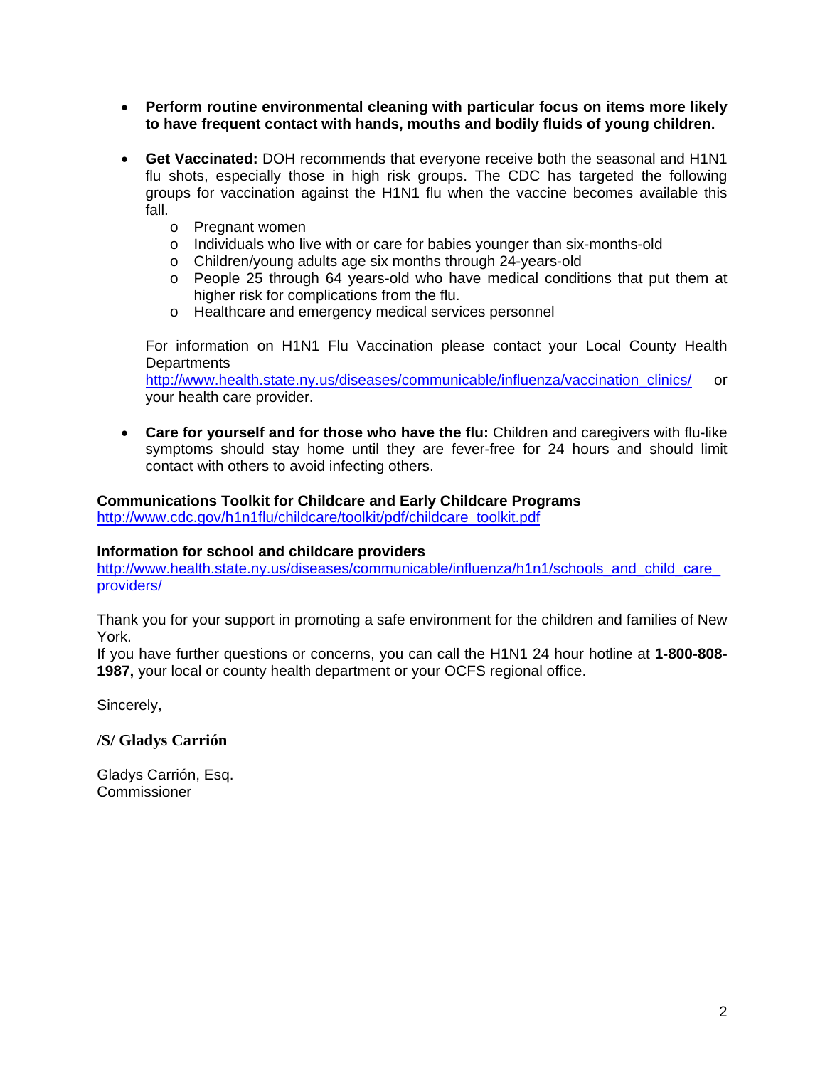- **Perform routine environmental cleaning with particular focus on items more likely to have frequent contact with hands, mouths and bodily fluids of young children.**

- **Get Vaccinated:** DOH recommends that everyone receive both the seasonal and H1N1 flu shots, especially those in high risk groups. The CDC has targeted the following groups for vaccination against the H1N1 flu when the vaccine becomes available this fall.
  - Pregnant women
  - Individuals who live with or care for babies younger than six-months-old
  - Children/young adults age six months through 24-years-old
  - People 25 through 64 years-old who have medical conditions that put them at higher risk for complications from the flu.
  - Healthcare and emergency medical services personnel

  For information on H1N1 Flu Vaccination please contact your Local County Health Departments http://www.health.state.ny.us/diseases/communicable/influenza/vaccination_clinics/ or your health care provider.

- **Care for yourself and for those who have the flu:** Children and caregivers with flu-like symptoms should stay home until they are fever-free for 24 hours and should limit contact with others to avoid infecting others.

**Communications Toolkit for Childcare and Early Childcare Programs**
http://www.cdc.gov/h1n1flu/childcare/toolkit/pdf/childcare_toolkit.pdf

**Information for school and childcare providers**
http://www.health.state.ny.us/diseases/communicable/influenza/h1n1/schools_and_child_care_providers/

Thank you for your support in promoting a safe environment for the children and families of New York.
If you have further questions or concerns, you can call the H1N1 24 hour hotline at **1-800-808-1987,** your local or county health department or your OCFS regional office.

Sincerely,

**/S/ Gladys Carrión**

Gladys Carrión, Esq.
Commissioner